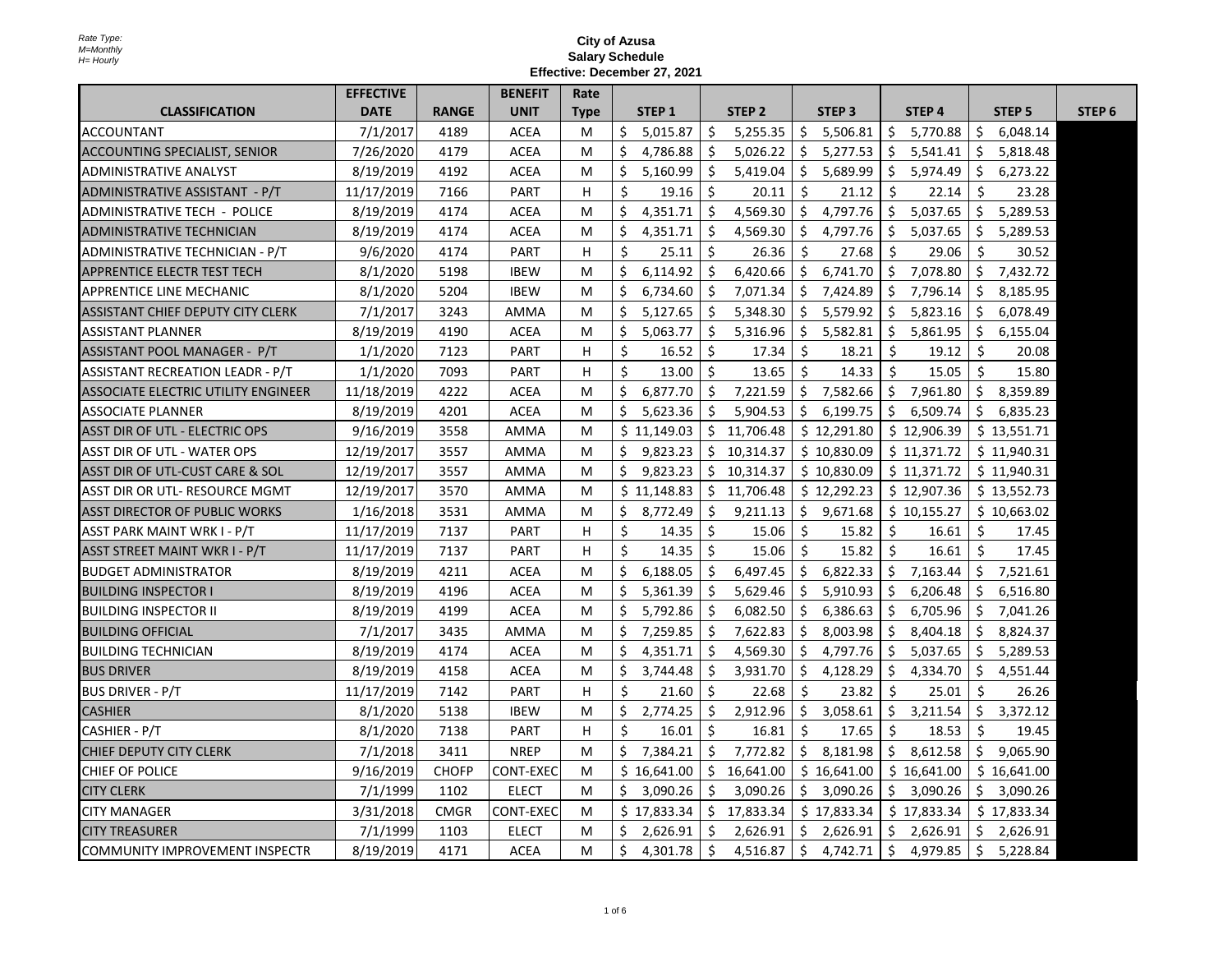Rate Type:
M=Monthly
H= Hourly

# City of Azusa
## Salary Schedule
### Effective: December 27, 2021

| CLASSIFICATION | EFFECTIVE DATE | RANGE | BENEFIT UNIT | Rate Type | STEP 1 | STEP 2 | STEP 3 | STEP 4 | STEP 5 | STEP 6 |
|---|---|---|---|---|---|---|---|---|---|---|
| ACCOUNTANT | 7/1/2017 | 4189 | ACEA | M | $ 5,015.87 | $ 5,255.35 | $ 5,506.81 | $ 5,770.88 | $ 6,048.14 | |
| ACCOUNTING SPECIALIST, SENIOR | 7/26/2020 | 4179 | ACEA | M | $ 4,786.88 | $ 5,026.22 | $ 5,277.53 | $ 5,541.41 | $ 5,818.48 | |
| ADMINISTRATIVE ANALYST | 8/19/2019 | 4192 | ACEA | M | $ 5,160.99 | $ 5,419.04 | $ 5,689.99 | $ 5,974.49 | $ 6,273.22 | |
| ADMINISTRATIVE ASSISTANT - P/T | 11/17/2019 | 7166 | PART | H | $ 19.16 | $ 20.11 | $ 21.12 | $ 22.14 | $ 23.28 | |
| ADMINISTRATIVE TECH - POLICE | 8/19/2019 | 4174 | ACEA | M | $ 4,351.71 | $ 4,569.30 | $ 4,797.76 | $ 5,037.65 | $ 5,289.53 | |
| ADMINISTRATIVE TECHNICIAN | 8/19/2019 | 4174 | ACEA | M | $ 4,351.71 | $ 4,569.30 | $ 4,797.76 | $ 5,037.65 | $ 5,289.53 | |
| ADMINISTRATIVE TECHNICIAN - P/T | 9/6/2020 | 4174 | PART | H | $ 25.11 | $ 26.36 | $ 27.68 | $ 29.06 | $ 30.52 | |
| APPRENTICE ELECTR TEST TECH | 8/1/2020 | 5198 | IBEW | M | $ 6,114.92 | $ 6,420.66 | $ 6,741.70 | $ 7,078.80 | $ 7,432.72 | |
| APPRENTICE LINE MECHANIC | 8/1/2020 | 5204 | IBEW | M | $ 6,734.60 | $ 7,071.34 | $ 7,424.89 | $ 7,796.14 | $ 8,185.95 | |
| ASSISTANT CHIEF DEPUTY CITY CLERK | 7/1/2017 | 3243 | AMMA | M | $ 5,127.65 | $ 5,348.30 | $ 5,579.92 | $ 5,823.16 | $ 6,078.49 | |
| ASSISTANT PLANNER | 8/19/2019 | 4190 | ACEA | M | $ 5,063.77 | $ 5,316.96 | $ 5,582.81 | $ 5,861.95 | $ 6,155.04 | |
| ASSISTANT POOL MANAGER - P/T | 1/1/2020 | 7123 | PART | H | $ 16.52 | $ 17.34 | $ 18.21 | $ 19.12 | $ 20.08 | |
| ASSISTANT RECREATION LEADR - P/T | 1/1/2020 | 7093 | PART | H | $ 13.00 | $ 13.65 | $ 14.33 | $ 15.05 | $ 15.80 | |
| ASSOCIATE ELECTRIC UTILITY ENGINEER | 11/18/2019 | 4222 | ACEA | M | $ 6,877.70 | $ 7,221.59 | $ 7,582.66 | $ 7,961.80 | $ 8,359.89 | |
| ASSOCIATE PLANNER | 8/19/2019 | 4201 | ACEA | M | $ 5,623.36 | $ 5,904.53 | $ 6,199.75 | $ 6,509.74 | $ 6,835.23 | |
| ASST DIR OF UTL - ELECTRIC OPS | 9/16/2019 | 3558 | AMMA | M | $ 11,149.03 | $ 11,706.48 | $ 12,291.80 | $ 12,906.39 | $ 13,551.71 | |
| ASST DIR OF UTL - WATER OPS | 12/19/2017 | 3557 | AMMA | M | $ 9,823.23 | $ 10,314.37 | $ 10,830.09 | $ 11,371.72 | $ 11,940.31 | |
| ASST DIR OF UTL-CUST CARE & SOL | 12/19/2017 | 3557 | AMMA | M | $ 9,823.23 | $ 10,314.37 | $ 10,830.09 | $ 11,371.72 | $ 11,940.31 | |
| ASST DIR OR UTL- RESOURCE MGMT | 12/19/2017 | 3570 | AMMA | M | $ 11,148.83 | $ 11,706.48 | $ 12,292.23 | $ 12,907.36 | $ 13,552.73 | |
| ASST DIRECTOR OF PUBLIC WORKS | 1/16/2018 | 3531 | AMMA | M | $ 8,772.49 | $ 9,211.13 | $ 9,671.68 | $ 10,155.27 | $ 10,663.02 | |
| ASST PARK MAINT WRK I - P/T | 11/17/2019 | 7137 | PART | H | $ 14.35 | $ 15.06 | $ 15.82 | $ 16.61 | $ 17.45 | |
| ASST STREET MAINT WKR I - P/T | 11/17/2019 | 7137 | PART | H | $ 14.35 | $ 15.06 | $ 15.82 | $ 16.61 | $ 17.45 | |
| BUDGET ADMINISTRATOR | 8/19/2019 | 4211 | ACEA | M | $ 6,188.05 | $ 6,497.45 | $ 6,822.33 | $ 7,163.44 | $ 7,521.61 | |
| BUILDING INSPECTOR I | 8/19/2019 | 4196 | ACEA | M | $ 5,361.39 | $ 5,629.46 | $ 5,910.93 | $ 6,206.48 | $ 6,516.80 | |
| BUILDING INSPECTOR II | 8/19/2019 | 4199 | ACEA | M | $ 5,792.86 | $ 6,082.50 | $ 6,386.63 | $ 6,705.96 | $ 7,041.26 | |
| BUILDING OFFICIAL | 7/1/2017 | 3435 | AMMA | M | $ 7,259.85 | $ 7,622.83 | $ 8,003.98 | $ 8,404.18 | $ 8,824.37 | |
| BUILDING TECHNICIAN | 8/19/2019 | 4174 | ACEA | M | $ 4,351.71 | $ 4,569.30 | $ 4,797.76 | $ 5,037.65 | $ 5,289.53 | |
| BUS DRIVER | 8/19/2019 | 4158 | ACEA | M | $ 3,744.48 | $ 3,931.70 | $ 4,128.29 | $ 4,334.70 | $ 4,551.44 | |
| BUS DRIVER - P/T | 11/17/2019 | 7142 | PART | H | $ 21.60 | $ 22.68 | $ 23.82 | $ 25.01 | $ 26.26 | |
| CASHIER | 8/1/2020 | 5138 | IBEW | M | $ 2,774.25 | $ 2,912.96 | $ 3,058.61 | $ 3,211.54 | $ 3,372.12 | |
| CASHIER - P/T | 8/1/2020 | 7138 | PART | H | $ 16.01 | $ 16.81 | $ 17.65 | $ 18.53 | $ 19.45 | |
| CHIEF DEPUTY CITY CLERK | 7/1/2018 | 3411 | NREP | M | $ 7,384.21 | $ 7,772.82 | $ 8,181.98 | $ 8,612.58 | $ 9,065.90 | |
| CHIEF OF POLICE | 9/16/2019 | CHOFP | CONT-EXEC | M | $ 16,641.00 | $ 16,641.00 | $ 16,641.00 | $ 16,641.00 | $ 16,641.00 | |
| CITY CLERK | 7/1/1999 | 1102 | ELECT | M | $ 3,090.26 | $ 3,090.26 | $ 3,090.26 | $ 3,090.26 | $ 3,090.26 | |
| CITY MANAGER | 3/31/2018 | CMGR | CONT-EXEC | M | $ 17,833.34 | $ 17,833.34 | $ 17,833.34 | $ 17,833.34 | $ 17,833.34 | |
| CITY TREASURER | 7/1/1999 | 1103 | ELECT | M | $ 2,626.91 | $ 2,626.91 | $ 2,626.91 | $ 2,626.91 | $ 2,626.91 | |
| COMMUNITY IMPROVEMENT INSPECTR | 8/19/2019 | 4171 | ACEA | M | $ 4,301.78 | $ 4,516.87 | $ 4,742.71 | $ 4,979.85 | $ 5,228.84 | |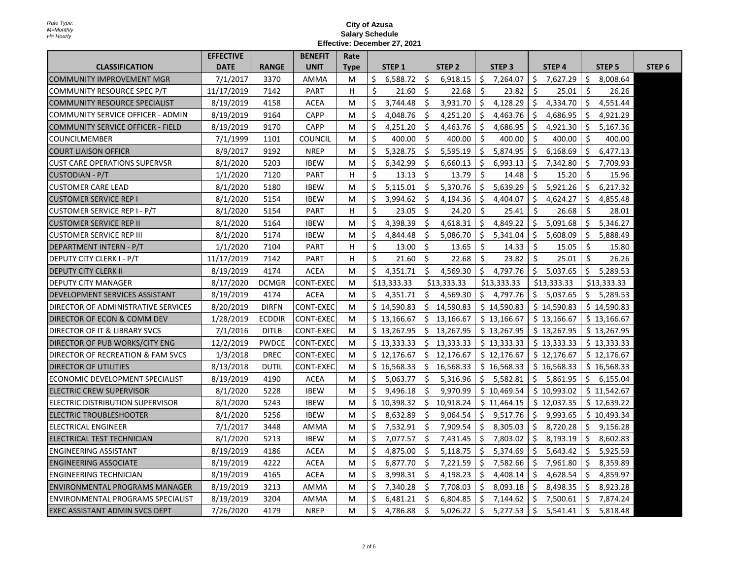Rate Type:
M=Monthly
H= Hourly

**City of Azusa**
**Salary Schedule**
**Effective: December 27, 2021**

| CLASSIFICATION | EFFECTIVE DATE | RANGE | BENEFIT UNIT | Rate Type | STEP 1 | STEP 2 | STEP 3 | STEP 4 | STEP 5 | STEP 6 |
|---|---|---|---|---|---|---|---|---|---|---|
| COMMUNITY IMPROVEMENT MGR | 7/1/2017 | 3370 | AMMA | M | $ 6,588.72 | $ 6,918.15 | $ 7,264.07 | $ 7,627.29 | $ 8,008.64 | |
| COMMUNITY RESOURCE SPEC P/T | 11/17/2019 | 7142 | PART | H | $ 21.60 | $ 22.68 | $ 23.82 | $ 25.01 | $ 26.26 | |
| COMMUNITY RESOURCE SPECIALIST | 8/19/2019 | 4158 | ACEA | M | $ 3,744.48 | $ 3,931.70 | $ 4,128.29 | $ 4,334.70 | $ 4,551.44 | |
| COMMUNITY SERVICE OFFICER - ADMIN | 8/19/2019 | 9164 | CAPP | M | $ 4,048.76 | $ 4,251.20 | $ 4,463.76 | $ 4,686.95 | $ 4,921.29 | |
| COMMUNITY SERVICE OFFICER - FIELD | 8/19/2019 | 9170 | CAPP | M | $ 4,251.20 | $ 4,463.76 | $ 4,686.95 | $ 4,921.30 | $ 5,167.36 | |
| COUNCILMEMBER | 7/1/1999 | 1101 | COUNCIL | M | $ 400.00 | $ 400.00 | $ 400.00 | $ 400.00 | $ 400.00 | |
| COURT LIAISON OFFICR | 8/9/2017 | 9192 | NREP | M | $ 5,328.75 | $ 5,595.19 | $ 5,874.95 | $ 6,168.69 | $ 6,477.13 | |
| CUST CARE OPERATIONS SUPERVSR | 8/1/2020 | 5203 | IBEW | M | $ 6,342.99 | $ 6,660.13 | $ 6,993.13 | $ 7,342.80 | $ 7,709.93 | |
| CUSTODIAN - P/T | 1/1/2020 | 7120 | PART | H | $ 13.13 | $ 13.79 | $ 14.48 | $ 15.20 | $ 15.96 | |
| CUSTOMER CARE LEAD | 8/1/2020 | 5180 | IBEW | M | $ 5,115.01 | $ 5,370.76 | $ 5,639.29 | $ 5,921.26 | $ 6,217.32 | |
| CUSTOMER SERVICE REP I | 8/1/2020 | 5154 | IBEW | M | $ 3,994.62 | $ 4,194.36 | $ 4,404.07 | $ 4,624.27 | $ 4,855.48 | |
| CUSTOMER SERVICE REP I - P/T | 8/1/2020 | 5154 | PART | H | $ 23.05 | $ 24.20 | $ 25.41 | $ 26.68 | $ 28.01 | |
| CUSTOMER SERVICE REP II | 8/1/2020 | 5164 | IBEW | M | $ 4,398.39 | $ 4,618.31 | $ 4,849.22 | $ 5,091.68 | $ 5,346.27 | |
| CUSTOMER SERVICE REP III | 8/1/2020 | 5174 | IBEW | M | $ 4,844.48 | $ 5,086.70 | $ 5,341.04 | $ 5,608.09 | $ 5,888.49 | |
| DEPARTMENT INTERN - P/T | 1/1/2020 | 7104 | PART | H | $ 13.00 | $ 13.65 | $ 14.33 | $ 15.05 | $ 15.80 | |
| DEPUTY CITY CLERK I - P/T | 11/17/2019 | 7142 | PART | H | $ 21.60 | $ 22.68 | $ 23.82 | $ 25.01 | $ 26.26 | |
| DEPUTY CITY CLERK II | 8/19/2019 | 4174 | ACEA | M | $ 4,351.71 | $ 4,569.30 | $ 4,797.76 | $ 5,037.65 | $ 5,289.53 | |
| DEPUTY CITY MANAGER | 8/17/2020 | DCMGR | CONT-EXEC | M | $13,333.33 | $13,333.33 | $13,333.33 | $13,333.33 | $13,333.33 | |
| DEVELOPMENT SERVICES ASSISTANT | 8/19/2019 | 4174 | ACEA | M | $ 4,351.71 | $ 4,569.30 | $ 4,797.76 | $ 5,037.65 | $ 5,289.53 | |
| DIRECTOR OF ADMINISTRATIVE SERVICES | 8/20/2019 | DIRFN | CONT-EXEC | M | $ 14,590.83 | $ 14,590.83 | $ 14,590.83 | $ 14,590.83 | $ 14,590.83 | |
| DIRECTOR OF ECON & COMM DEV | 1/28/2019 | ECDDIR | CONT-EXEC | M | $ 13,166.67 | $ 13,166.67 | $ 13,166.67 | $ 13,166.67 | $ 13,166.67 | |
| DIRECTOR OF IT & LIBRARY SVCS | 7/1/2016 | DITLB | CONT-EXEC | M | $ 13,267.95 | $ 13,267.95 | $ 13,267.95 | $ 13,267.95 | $ 13,267.95 | |
| DIRECTOR OF PUB WORKS/CITY ENG | 12/2/2019 | PWDCE | CONT-EXEC | M | $ 13,333.33 | $ 13,333.33 | $ 13,333.33 | $ 13,333.33 | $ 13,333.33 | |
| DIRECTOR OF RECREATION & FAM SVCS | 1/3/2018 | DREC | CONT-EXEC | M | $ 12,176.67 | $ 12,176.67 | $ 12,176.67 | $ 12,176.67 | $ 12,176.67 | |
| DIRECTOR OF UTILITIES | 8/13/2018 | DUTIL | CONT-EXEC | M | $ 16,568.33 | $ 16,568.33 | $ 16,568.33 | $ 16,568.33 | $ 16,568.33 | |
| ECONOMIC DEVELOPMENT SPECIALIST | 8/19/2019 | 4190 | ACEA | M | $ 5,063.77 | $ 5,316.96 | $ 5,582.81 | $ 5,861.95 | $ 6,155.04 | |
| ELECTRIC CREW SUPERVISOR | 8/1/2020 | 5228 | IBEW | M | $ 9,496.18 | $ 9,970.99 | $ 10,469.54 | $ 10,993.02 | $ 11,542.67 | |
| ELECTRIC DISTRIBUTION SUPERVISOR | 8/1/2020 | 5243 | IBEW | M | $ 10,398.32 | $ 10,918.24 | $ 11,464.15 | $ 12,037.35 | $ 12,639.22 | |
| ELECTRIC TROUBLESHOOTER | 8/1/2020 | 5256 | IBEW | M | $ 8,632.89 | $ 9,064.54 | $ 9,517.76 | $ 9,993.65 | $ 10,493.34 | |
| ELECTRICAL ENGINEER | 7/1/2017 | 3448 | AMMA | M | $ 7,532.91 | $ 7,909.54 | $ 8,305.03 | $ 8,720.28 | $ 9,156.28 | |
| ELECTRICAL TEST TECHNICIAN | 8/1/2020 | 5213 | IBEW | M | $ 7,077.57 | $ 7,431.45 | $ 7,803.02 | $ 8,193.19 | $ 8,602.83 | |
| ENGINEERING ASSISTANT | 8/19/2019 | 4186 | ACEA | M | $ 4,875.00 | $ 5,118.75 | $ 5,374.69 | $ 5,643.42 | $ 5,925.59 | |
| ENGINEERING ASSOCIATE | 8/19/2019 | 4222 | ACEA | M | $ 6,877.70 | $ 7,221.59 | $ 7,582.66 | $ 7,961.80 | $ 8,359.89 | |
| ENGINEERING TECHNICIAN | 8/19/2019 | 4165 | ACEA | M | $ 3,998.31 | $ 4,198.23 | $ 4,408.14 | $ 4,628.54 | $ 4,859.97 | |
| ENVIRONMENTAL PROGRAMS MANAGER | 8/19/2019 | 3213 | AMMA | M | $ 7,340.28 | $ 7,708.03 | $ 8,093.18 | $ 8,498.35 | $ 8,923.28 | |
| ENVIRONMENTAL PROGRAMS SPECIALIST | 8/19/2019 | 3204 | AMMA | M | $ 6,481.21 | $ 6,804.85 | $ 7,144.62 | $ 7,500.61 | $ 7,874.24 | |
| EXEC ASSISTANT ADMIN SVCS DEPT | 7/26/2020 | 4179 | NREP | M | $ 4,786.88 | $ 5,026.22 | $ 5,277.53 | $ 5,541.41 | $ 5,818.48 | |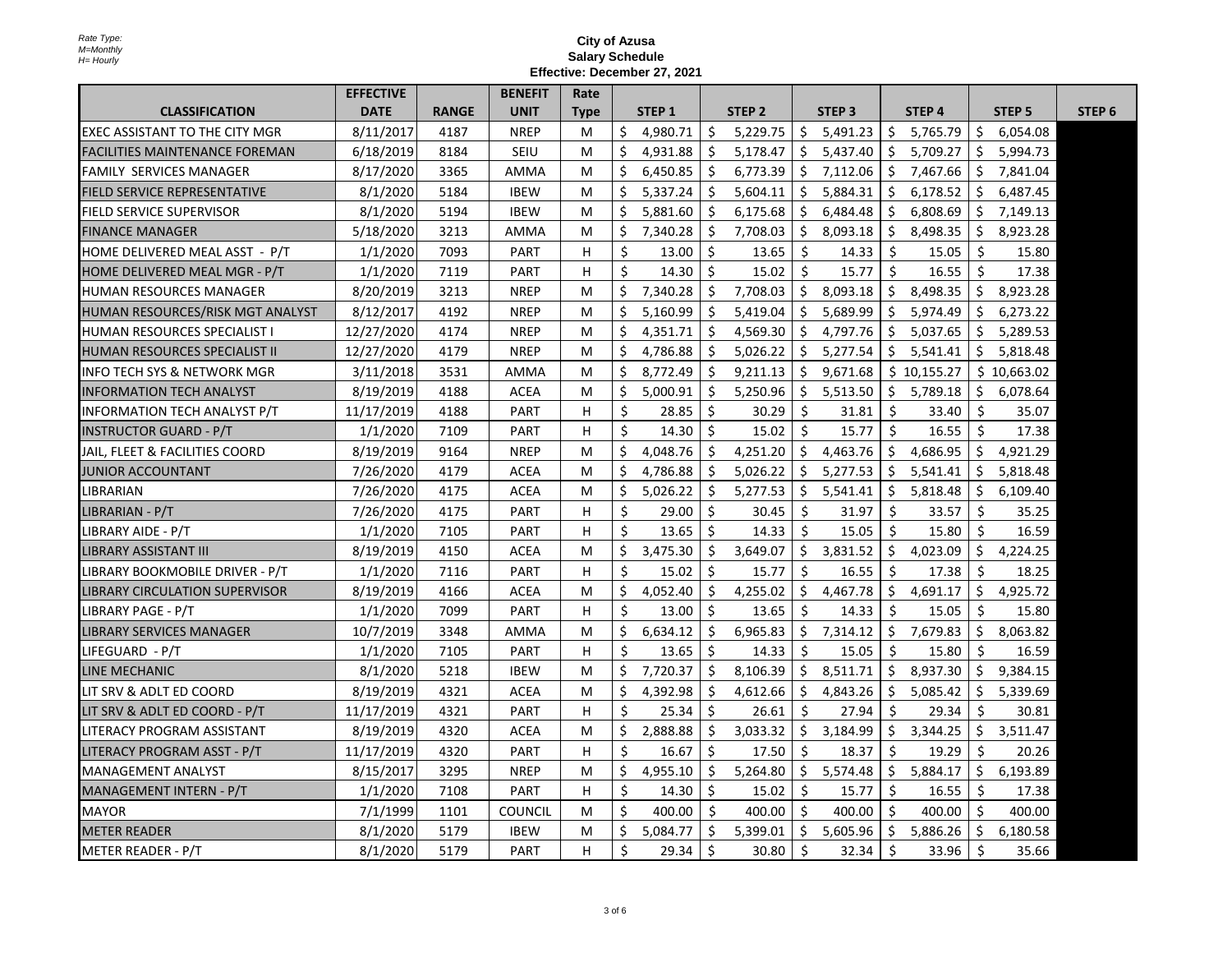Rate Type:
M=Monthly
H= Hourly

**City of Azusa**
**Salary Schedule**
**Effective: December 27, 2021**

| CLASSIFICATION | EFFECTIVE DATE | RANGE | BENEFIT UNIT | Rate Type | STEP 1 | STEP 2 | STEP 3 | STEP 4 | STEP 5 | STEP 6 |
|---|---|---|---|---|---|---|---|---|---|---|
| EXEC ASSISTANT TO THE CITY MGR | 8/11/2017 | 4187 | NREP | M | $ 4,980.71 | $ 5,229.75 | $ 5,491.23 | $ 5,765.79 | $ 6,054.08 | |
| FACILITIES MAINTENANCE FOREMAN | 6/18/2019 | 8184 | SEIU | M | $ 4,931.88 | $ 5,178.47 | $ 5,437.40 | $ 5,709.27 | $ 5,994.73 | |
| FAMILY SERVICES MANAGER | 8/17/2020 | 3365 | AMMA | M | $ 6,450.85 | $ 6,773.39 | $ 7,112.06 | $ 7,467.66 | $ 7,841.04 | |
| FIELD SERVICE REPRESENTATIVE | 8/1/2020 | 5184 | IBEW | M | $ 5,337.24 | $ 5,604.11 | $ 5,884.31 | $ 6,178.52 | $ 6,487.45 | |
| FIELD SERVICE SUPERVISOR | 8/1/2020 | 5194 | IBEW | M | $ 5,881.60 | $ 6,175.68 | $ 6,484.48 | $ 6,808.69 | $ 7,149.13 | |
| FINANCE MANAGER | 5/18/2020 | 3213 | AMMA | M | $ 7,340.28 | $ 7,708.03 | $ 8,093.18 | $ 8,498.35 | $ 8,923.28 | |
| HOME DELIVERED MEAL ASST - P/T | 1/1/2020 | 7093 | PART | H | $ 13.00 | $ 13.65 | $ 14.33 | $ 15.05 | $ 15.80 | |
| HOME DELIVERED MEAL MGR - P/T | 1/1/2020 | 7119 | PART | H | $ 14.30 | $ 15.02 | $ 15.77 | $ 16.55 | $ 17.38 | |
| HUMAN RESOURCES MANAGER | 8/20/2019 | 3213 | NREP | M | $ 7,340.28 | $ 7,708.03 | $ 8,093.18 | $ 8,498.35 | $ 8,923.28 | |
| HUMAN RESOURCES/RISK MGT ANALYST | 8/12/2017 | 4192 | NREP | M | $ 5,160.99 | $ 5,419.04 | $ 5,689.99 | $ 5,974.49 | $ 6,273.22 | |
| HUMAN RESOURCES SPECIALIST I | 12/27/2020 | 4174 | NREP | M | $ 4,351.71 | $ 4,569.30 | $ 4,797.76 | $ 5,037.65 | $ 5,289.53 | |
| HUMAN RESOURCES SPECIALIST II | 12/27/2020 | 4179 | NREP | M | $ 4,786.88 | $ 5,026.22 | $ 5,277.54 | $ 5,541.41 | $ 5,818.48 | |
| INFO TECH SYS & NETWORK MGR | 3/11/2018 | 3531 | AMMA | M | $ 8,772.49 | $ 9,211.13 | $ 9,671.68 | $ 10,155.27 | $ 10,663.02 | |
| INFORMATION TECH ANALYST | 8/19/2019 | 4188 | ACEA | M | $ 5,000.91 | $ 5,250.96 | $ 5,513.50 | $ 5,789.18 | $ 6,078.64 | |
| INFORMATION TECH ANALYST P/T | 11/17/2019 | 4188 | PART | H | $ 28.85 | $ 30.29 | $ 31.81 | $ 33.40 | $ 35.07 | |
| INSTRUCTOR GUARD - P/T | 1/1/2020 | 7109 | PART | H | $ 14.30 | $ 15.02 | $ 15.77 | $ 16.55 | $ 17.38 | |
| JAIL, FLEET & FACILITIES COORD | 8/19/2019 | 9164 | NREP | M | $ 4,048.76 | $ 4,251.20 | $ 4,463.76 | $ 4,686.95 | $ 4,921.29 | |
| JUNIOR ACCOUNTANT | 7/26/2020 | 4179 | ACEA | M | $ 4,786.88 | $ 5,026.22 | $ 5,277.53 | $ 5,541.41 | $ 5,818.48 | |
| LIBRARIAN | 7/26/2020 | 4175 | ACEA | M | $ 5,026.22 | $ 5,277.53 | $ 5,541.41 | $ 5,818.48 | $ 6,109.40 | |
| LIBRARIAN - P/T | 7/26/2020 | 4175 | PART | H | $ 29.00 | $ 30.45 | $ 31.97 | $ 33.57 | $ 35.25 | |
| LIBRARY AIDE - P/T | 1/1/2020 | 7105 | PART | H | $ 13.65 | $ 14.33 | $ 15.05 | $ 15.80 | $ 16.59 | |
| LIBRARY ASSISTANT III | 8/19/2019 | 4150 | ACEA | M | $ 3,475.30 | $ 3,649.07 | $ 3,831.52 | $ 4,023.09 | $ 4,224.25 | |
| LIBRARY BOOKMOBILE DRIVER - P/T | 1/1/2020 | 7116 | PART | H | $ 15.02 | $ 15.77 | $ 16.55 | $ 17.38 | $ 18.25 | |
| LIBRARY CIRCULATION SUPERVISOR | 8/19/2019 | 4166 | ACEA | M | $ 4,052.40 | $ 4,255.02 | $ 4,467.78 | $ 4,691.17 | $ 4,925.72 | |
| LIBRARY PAGE - P/T | 1/1/2020 | 7099 | PART | H | $ 13.00 | $ 13.65 | $ 14.33 | $ 15.05 | $ 15.80 | |
| LIBRARY SERVICES MANAGER | 10/7/2019 | 3348 | AMMA | M | $ 6,634.12 | $ 6,965.83 | $ 7,314.12 | $ 7,679.83 | $ 8,063.82 | |
| LIFEGUARD - P/T | 1/1/2020 | 7105 | PART | H | $ 13.65 | $ 14.33 | $ 15.05 | $ 15.80 | $ 16.59 | |
| LINE MECHANIC | 8/1/2020 | 5218 | IBEW | M | $ 7,720.37 | $ 8,106.39 | $ 8,511.71 | $ 8,937.30 | $ 9,384.15 | |
| LIT SRV & ADLT ED COORD | 8/19/2019 | 4321 | ACEA | M | $ 4,392.98 | $ 4,612.66 | $ 4,843.26 | $ 5,085.42 | $ 5,339.69 | |
| LIT SRV & ADLT ED COORD - P/T | 11/17/2019 | 4321 | PART | H | $ 25.34 | $ 26.61 | $ 27.94 | $ 29.34 | $ 30.81 | |
| LITERACY PROGRAM ASSISTANT | 8/19/2019 | 4320 | ACEA | M | $ 2,888.88 | $ 3,033.32 | $ 3,184.99 | $ 3,344.25 | $ 3,511.47 | |
| LITERACY PROGRAM ASST - P/T | 11/17/2019 | 4320 | PART | H | $ 16.67 | $ 17.50 | $ 18.37 | $ 19.29 | $ 20.26 | |
| MANAGEMENT ANALYST | 8/15/2017 | 3295 | NREP | M | $ 4,955.10 | $ 5,264.80 | $ 5,574.48 | $ 5,884.17 | $ 6,193.89 | |
| MANAGEMENT INTERN - P/T | 1/1/2020 | 7108 | PART | H | $ 14.30 | $ 15.02 | $ 15.77 | $ 16.55 | $ 17.38 | |
| MAYOR | 7/1/1999 | 1101 | COUNCIL | M | $ 400.00 | $ 400.00 | $ 400.00 | $ 400.00 | $ 400.00 | |
| METER READER | 8/1/2020 | 5179 | IBEW | M | $ 5,084.77 | $ 5,399.01 | $ 5,605.96 | $ 5,886.26 | $ 6,180.58 | |
| METER READER - P/T | 8/1/2020 | 5179 | PART | H | $ 29.34 | $ 30.80 | $ 32.34 | $ 33.96 | $ 35.66 | |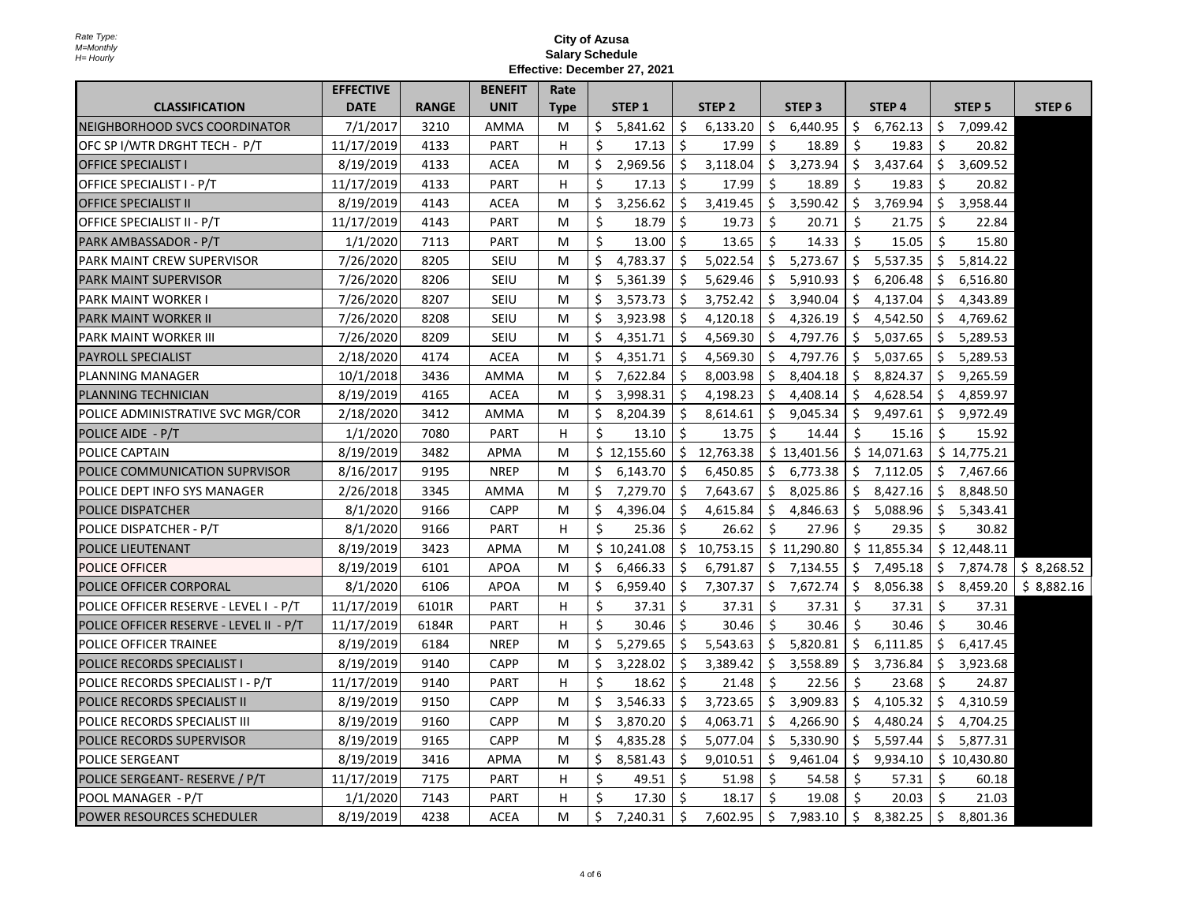Rate Type:
M=Monthly
H= Hourly

# City of Azusa
## Salary Schedule
### Effective: December 27, 2021

| CLASSIFICATION | EFFECTIVE DATE | RANGE | BENEFIT UNIT | Rate Type | STEP 1 | STEP 2 | STEP 3 | STEP 4 | STEP 5 | STEP 6 |
|---|---|---|---|---|---|---|---|---|---|---|
| NEIGHBORHOOD SVCS COORDINATOR | 7/1/2017 | 3210 | AMMA | M | $ 5,841.62 | $ 6,133.20 | $ 6,440.95 | $ 6,762.13 | $ 7,099.42 | |
| OFC SP I/WTR DRGHT TECH - P/T | 11/17/2019 | 4133 | PART | H | $ 17.13 | $ 17.99 | $ 18.89 | $ 19.83 | $ 20.82 | |
| OFFICE SPECIALIST I | 8/19/2019 | 4133 | ACEA | M | $ 2,969.56 | $ 3,118.04 | $ 3,273.94 | $ 3,437.64 | $ 3,609.52 | |
| OFFICE SPECIALIST I - P/T | 11/17/2019 | 4133 | PART | H | $ 17.13 | $ 17.99 | $ 18.89 | $ 19.83 | $ 20.82 | |
| OFFICE SPECIALIST II | 8/19/2019 | 4143 | ACEA | M | $ 3,256.62 | $ 3,419.45 | $ 3,590.42 | $ 3,769.94 | $ 3,958.44 | |
| OFFICE SPECIALIST II - P/T | 11/17/2019 | 4143 | PART | M | $ 18.79 | $ 19.73 | $ 20.71 | $ 21.75 | $ 22.84 | |
| PARK AMBASSADOR - P/T | 1/1/2020 | 7113 | PART | M | $ 13.00 | $ 13.65 | $ 14.33 | $ 15.05 | $ 15.80 | |
| PARK MAINT CREW SUPERVISOR | 7/26/2020 | 8205 | SEIU | M | $ 4,783.37 | $ 5,022.54 | $ 5,273.67 | $ 5,537.35 | $ 5,814.22 | |
| PARK MAINT SUPERVISOR | 7/26/2020 | 8206 | SEIU | M | $ 5,361.39 | $ 5,629.46 | $ 5,910.93 | $ 6,206.48 | $ 6,516.80 | |
| PARK MAINT WORKER I | 7/26/2020 | 8207 | SEIU | M | $ 3,573.73 | $ 3,752.42 | $ 3,940.04 | $ 4,137.04 | $ 4,343.89 | |
| PARK MAINT WORKER II | 7/26/2020 | 8208 | SEIU | M | $ 3,923.98 | $ 4,120.18 | $ 4,326.19 | $ 4,542.50 | $ 4,769.62 | |
| PARK MAINT WORKER III | 7/26/2020 | 8209 | SEIU | M | $ 4,351.71 | $ 4,569.30 | $ 4,797.76 | $ 5,037.65 | $ 5,289.53 | |
| PAYROLL SPECIALIST | 2/18/2020 | 4174 | ACEA | M | $ 4,351.71 | $ 4,569.30 | $ 4,797.76 | $ 5,037.65 | $ 5,289.53 | |
| PLANNING MANAGER | 10/1/2018 | 3436 | AMMA | M | $ 7,622.84 | $ 8,003.98 | $ 8,404.18 | $ 8,824.37 | $ 9,265.59 | |
| PLANNING TECHNICIAN | 8/19/2019 | 4165 | ACEA | M | $ 3,998.31 | $ 4,198.23 | $ 4,408.14 | $ 4,628.54 | $ 4,859.97 | |
| POLICE ADMINISTRATIVE SVC MGR/COR | 2/18/2020 | 3412 | AMMA | M | $ 8,204.39 | $ 8,614.61 | $ 9,045.34 | $ 9,497.61 | $ 9,972.49 | |
| POLICE AIDE - P/T | 1/1/2020 | 7080 | PART | H | $ 13.10 | $ 13.75 | $ 14.44 | $ 15.16 | $ 15.92 | |
| POLICE CAPTAIN | 8/19/2019 | 3482 | APMA | M | $ 12,155.60 | $ 12,763.38 | $ 13,401.56 | $ 14,071.63 | $ 14,775.21 | |
| POLICE COMMUNICATION SUPRVISOR | 8/16/2017 | 9195 | NREP | M | $ 6,143.70 | $ 6,450.85 | $ 6,773.38 | $ 7,112.05 | $ 7,467.66 | |
| POLICE DEPT INFO SYS MANAGER | 2/26/2018 | 3345 | AMMA | M | $ 7,279.70 | $ 7,643.67 | $ 8,025.86 | $ 8,427.16 | $ 8,848.50 | |
| POLICE DISPATCHER | 8/1/2020 | 9166 | CAPP | M | $ 4,396.04 | $ 4,615.84 | $ 4,846.63 | $ 5,088.96 | $ 5,343.41 | |
| POLICE DISPATCHER - P/T | 8/1/2020 | 9166 | PART | H | $ 25.36 | $ 26.62 | $ 27.96 | $ 29.35 | $ 30.82 | |
| POLICE LIEUTENANT | 8/19/2019 | 3423 | APMA | M | $ 10,241.08 | $ 10,753.15 | $ 11,290.80 | $ 11,855.34 | $ 12,448.11 | |
| POLICE OFFICER | 8/19/2019 | 6101 | APOA | M | $ 6,466.33 | $ 6,791.87 | $ 7,134.55 | $ 7,495.18 | $ 7,874.78 | $ 8,268.52 |
| POLICE OFFICER CORPORAL | 8/1/2020 | 6106 | APOA | M | $ 6,959.40 | $ 7,307.37 | $ 7,672.74 | $ 8,056.38 | $ 8,459.20 | $ 8,882.16 |
| POLICE OFFICER RESERVE - LEVEL I - P/T | 11/17/2019 | 6101R | PART | H | $ 37.31 | $ 37.31 | $ 37.31 | $ 37.31 | $ 37.31 | |
| POLICE OFFICER RESERVE - LEVEL II - P/T | 11/17/2019 | 6184R | PART | H | $ 30.46 | $ 30.46 | $ 30.46 | $ 30.46 | $ 30.46 | |
| POLICE OFFICER TRAINEE | 8/19/2019 | 6184 | NREP | M | $ 5,279.65 | $ 5,543.63 | $ 5,820.81 | $ 6,111.85 | $ 6,417.45 | |
| POLICE RECORDS SPECIALIST I | 8/19/2019 | 9140 | CAPP | M | $ 3,228.02 | $ 3,389.42 | $ 3,558.89 | $ 3,736.84 | $ 3,923.68 | |
| POLICE RECORDS SPECIALIST I - P/T | 11/17/2019 | 9140 | PART | H | $ 18.62 | $ 21.48 | $ 22.56 | $ 23.68 | $ 24.87 | |
| POLICE RECORDS SPECIALIST II | 8/19/2019 | 9150 | CAPP | M | $ 3,546.33 | $ 3,723.65 | $ 3,909.83 | $ 4,105.32 | $ 4,310.59 | |
| POLICE RECORDS SPECIALIST III | 8/19/2019 | 9160 | CAPP | M | $ 3,870.20 | $ 4,063.71 | $ 4,266.90 | $ 4,480.24 | $ 4,704.25 | |
| POLICE RECORDS SUPERVISOR | 8/19/2019 | 9165 | CAPP | M | $ 4,835.28 | $ 5,077.04 | $ 5,330.90 | $ 5,597.44 | $ 5,877.31 | |
| POLICE SERGEANT | 8/19/2019 | 3416 | APMA | M | $ 8,581.43 | $ 9,010.51 | $ 9,461.04 | $ 9,934.10 | $ 10,430.80 | |
| POLICE SERGEANT- RESERVE / P/T | 11/17/2019 | 7175 | PART | H | $ 49.51 | $ 51.98 | $ 54.58 | $ 57.31 | $ 60.18 | |
| POOL MANAGER - P/T | 1/1/2020 | 7143 | PART | H | $ 17.30 | $ 18.17 | $ 19.08 | $ 20.03 | $ 21.03 | |
| POWER RESOURCES SCHEDULER | 8/19/2019 | 4238 | ACEA | M | $ 7,240.31 | $ 7,602.95 | $ 7,983.10 | $ 8,382.25 | $ 8,801.36 | |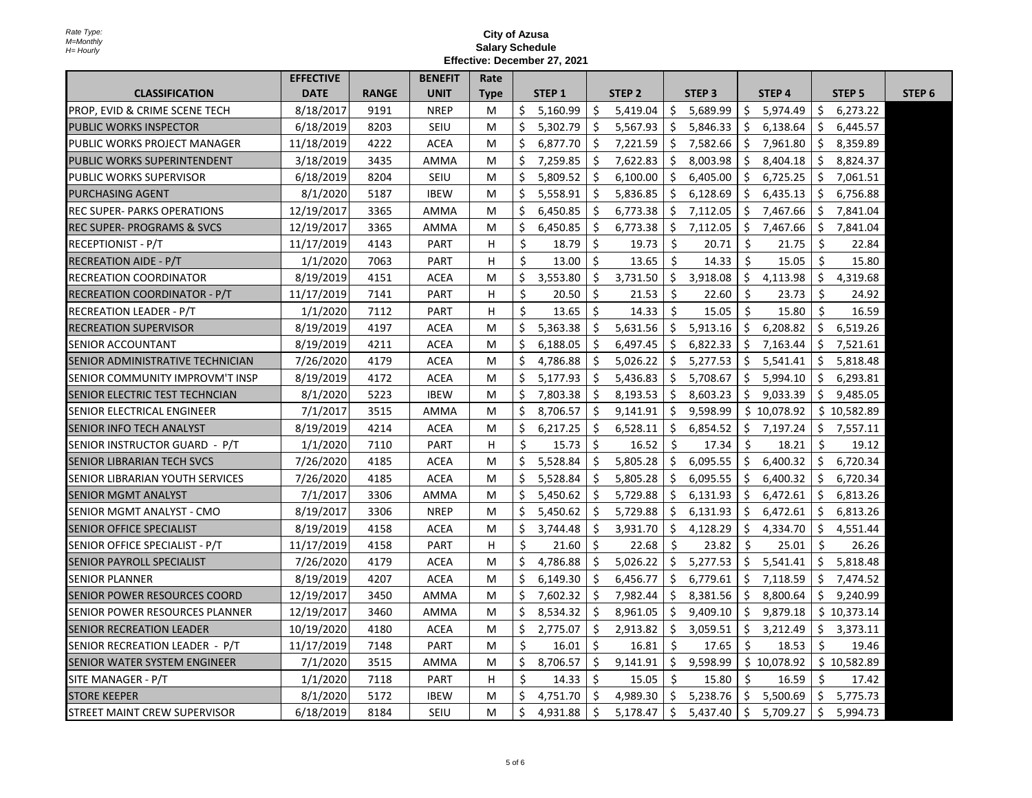Rate Type:
M=Monthly
H= Hourly

**City of Azusa**
**Salary Schedule**
**Effective: December 27, 2021**

| CLASSIFICATION | EFFECTIVE DATE | RANGE | BENEFIT UNIT | Rate Type | STEP 1 | STEP 2 | STEP 3 | STEP 4 | STEP 5 | STEP 6 |
|---|---|---|---|---|---|---|---|---|---|---|
| PROP, EVID & CRIME SCENE TECH | 8/18/2017 | 9191 | NREP | M | $ 5,160.99 | $ 5,419.04 | $ 5,689.99 | $ 5,974.49 | $ 6,273.22 | |
| PUBLIC WORKS INSPECTOR | 6/18/2019 | 8203 | SEIU | M | $ 5,302.79 | $ 5,567.93 | $ 5,846.33 | $ 6,138.64 | $ 6,445.57 | |
| PUBLIC WORKS PROJECT MANAGER | 11/18/2019 | 4222 | ACEA | M | $ 6,877.70 | $ 7,221.59 | $ 7,582.66 | $ 7,961.80 | $ 8,359.89 | |
| PUBLIC WORKS SUPERINTENDENT | 3/18/2019 | 3435 | AMMA | M | $ 7,259.85 | $ 7,622.83 | $ 8,003.98 | $ 8,404.18 | $ 8,824.37 | |
| PUBLIC WORKS SUPERVISOR | 6/18/2019 | 8204 | SEIU | M | $ 5,809.52 | $ 6,100.00 | $ 6,405.00 | $ 6,725.25 | $ 7,061.51 | |
| PURCHASING AGENT | 8/1/2020 | 5187 | IBEW | M | $ 5,558.91 | $ 5,836.85 | $ 6,128.69 | $ 6,435.13 | $ 6,756.88 | |
| REC SUPER- PARKS OPERATIONS | 12/19/2017 | 3365 | AMMA | M | $ 6,450.85 | $ 6,773.38 | $ 7,112.05 | $ 7,467.66 | $ 7,841.04 | |
| REC SUPER- PROGRAMS & SVCS | 12/19/2017 | 3365 | AMMA | M | $ 6,450.85 | $ 6,773.38 | $ 7,112.05 | $ 7,467.66 | $ 7,841.04 | |
| RECEPTIONIST - P/T | 11/17/2019 | 4143 | PART | H | $ 18.79 | $ 19.73 | $ 20.71 | $ 21.75 | $ 22.84 | |
| RECREATION AIDE - P/T | 1/1/2020 | 7063 | PART | H | $ 13.00 | $ 13.65 | $ 14.33 | $ 15.05 | $ 15.80 | |
| RECREATION COORDINATOR | 8/19/2019 | 4151 | ACEA | M | $ 3,553.80 | $ 3,731.50 | $ 3,918.08 | $ 4,113.98 | $ 4,319.68 | |
| RECREATION COORDINATOR - P/T | 11/17/2019 | 7141 | PART | H | $ 20.50 | $ 21.53 | $ 22.60 | $ 23.73 | $ 24.92 | |
| RECREATION LEADER - P/T | 1/1/2020 | 7112 | PART | H | $ 13.65 | $ 14.33 | $ 15.05 | $ 15.80 | $ 16.59 | |
| RECREATION SUPERVISOR | 8/19/2019 | 4197 | ACEA | M | $ 5,363.38 | $ 5,631.56 | $ 5,913.16 | $ 6,208.82 | $ 6,519.26 | |
| SENIOR ACCOUNTANT | 8/19/2019 | 4211 | ACEA | M | $ 6,188.05 | $ 6,497.45 | $ 6,822.33 | $ 7,163.44 | $ 7,521.61 | |
| SENIOR ADMINISTRATIVE TECHNICIAN | 7/26/2020 | 4179 | ACEA | M | $ 4,786.88 | $ 5,026.22 | $ 5,277.53 | $ 5,541.41 | $ 5,818.48 | |
| SENIOR COMMUNITY IMPROVM'T INSP | 8/19/2019 | 4172 | ACEA | M | $ 5,177.93 | $ 5,436.83 | $ 5,708.67 | $ 5,994.10 | $ 6,293.81 | |
| SENIOR ELECTRIC TEST TECHNCIAN | 8/1/2020 | 5223 | IBEW | M | $ 7,803.38 | $ 8,193.53 | $ 8,603.23 | $ 9,033.39 | $ 9,485.05 | |
| SENIOR ELECTRICAL ENGINEER | 7/1/2017 | 3515 | AMMA | M | $ 8,706.57 | $ 9,141.91 | $ 9,598.99 | $ 10,078.92 | $ 10,582.89 | |
| SENIOR INFO TECH ANALYST | 8/19/2019 | 4214 | ACEA | M | $ 6,217.25 | $ 6,528.11 | $ 6,854.52 | $ 7,197.24 | $ 7,557.11 | |
| SENIOR INSTRUCTOR GUARD - P/T | 1/1/2020 | 7110 | PART | H | $ 15.73 | $ 16.52 | $ 17.34 | $ 18.21 | $ 19.12 | |
| SENIOR LIBRARIAN TECH SVCS | 7/26/2020 | 4185 | ACEA | M | $ 5,528.84 | $ 5,805.28 | $ 6,095.55 | $ 6,400.32 | $ 6,720.34 | |
| SENIOR LIBRARIAN YOUTH SERVICES | 7/26/2020 | 4185 | ACEA | M | $ 5,528.84 | $ 5,805.28 | $ 6,095.55 | $ 6,400.32 | $ 6,720.34 | |
| SENIOR MGMT ANALYST | 7/1/2017 | 3306 | AMMA | M | $ 5,450.62 | $ 5,729.88 | $ 6,131.93 | $ 6,472.61 | $ 6,813.26 | |
| SENIOR MGMT ANALYST - CMO | 8/19/2017 | 3306 | NREP | M | $ 5,450.62 | $ 5,729.88 | $ 6,131.93 | $ 6,472.61 | $ 6,813.26 | |
| SENIOR OFFICE SPECIALIST | 8/19/2019 | 4158 | ACEA | M | $ 3,744.48 | $ 3,931.70 | $ 4,128.29 | $ 4,334.70 | $ 4,551.44 | |
| SENIOR OFFICE SPECIALIST - P/T | 11/17/2019 | 4158 | PART | H | $ 21.60 | $ 22.68 | $ 23.82 | $ 25.01 | $ 26.26 | |
| SENIOR PAYROLL SPECIALIST | 7/26/2020 | 4179 | ACEA | M | $ 4,786.88 | $ 5,026.22 | $ 5,277.53 | $ 5,541.41 | $ 5,818.48 | |
| SENIOR PLANNER | 8/19/2019 | 4207 | ACEA | M | $ 6,149.30 | $ 6,456.77 | $ 6,779.61 | $ 7,118.59 | $ 7,474.52 | |
| SENIOR POWER RESOURCES COORD | 12/19/2017 | 3450 | AMMA | M | $ 7,602.32 | $ 7,982.44 | $ 8,381.56 | $ 8,800.64 | $ 9,240.99 | |
| SENIOR POWER RESOURCES PLANNER | 12/19/2017 | 3460 | AMMA | M | $ 8,534.32 | $ 8,961.05 | $ 9,409.10 | $ 9,879.18 | $ 10,373.14 | |
| SENIOR RECREATION LEADER | 10/19/2020 | 4180 | ACEA | M | $ 2,775.07 | $ 2,913.82 | $ 3,059.51 | $ 3,212.49 | $ 3,373.11 | |
| SENIOR RECREATION LEADER - P/T | 11/17/2019 | 7148 | PART | M | $ 16.01 | $ 16.81 | $ 17.65 | $ 18.53 | $ 19.46 | |
| SENIOR WATER SYSTEM ENGINEER | 7/1/2020 | 3515 | AMMA | M | $ 8,706.57 | $ 9,141.91 | $ 9,598.99 | $ 10,078.92 | $ 10,582.89 | |
| SITE MANAGER - P/T | 1/1/2020 | 7118 | PART | H | $ 14.33 | $ 15.05 | $ 15.80 | $ 16.59 | $ 17.42 | |
| STORE KEEPER | 8/1/2020 | 5172 | IBEW | M | $ 4,751.70 | $ 4,989.30 | $ 5,238.76 | $ 5,500.69 | $ 5,775.73 | |
| STREET MAINT CREW SUPERVISOR | 6/18/2019 | 8184 | SEIU | M | $ 4,931.88 | $ 5,178.47 | $ 5,437.40 | $ 5,709.27 | $ 5,994.73 | |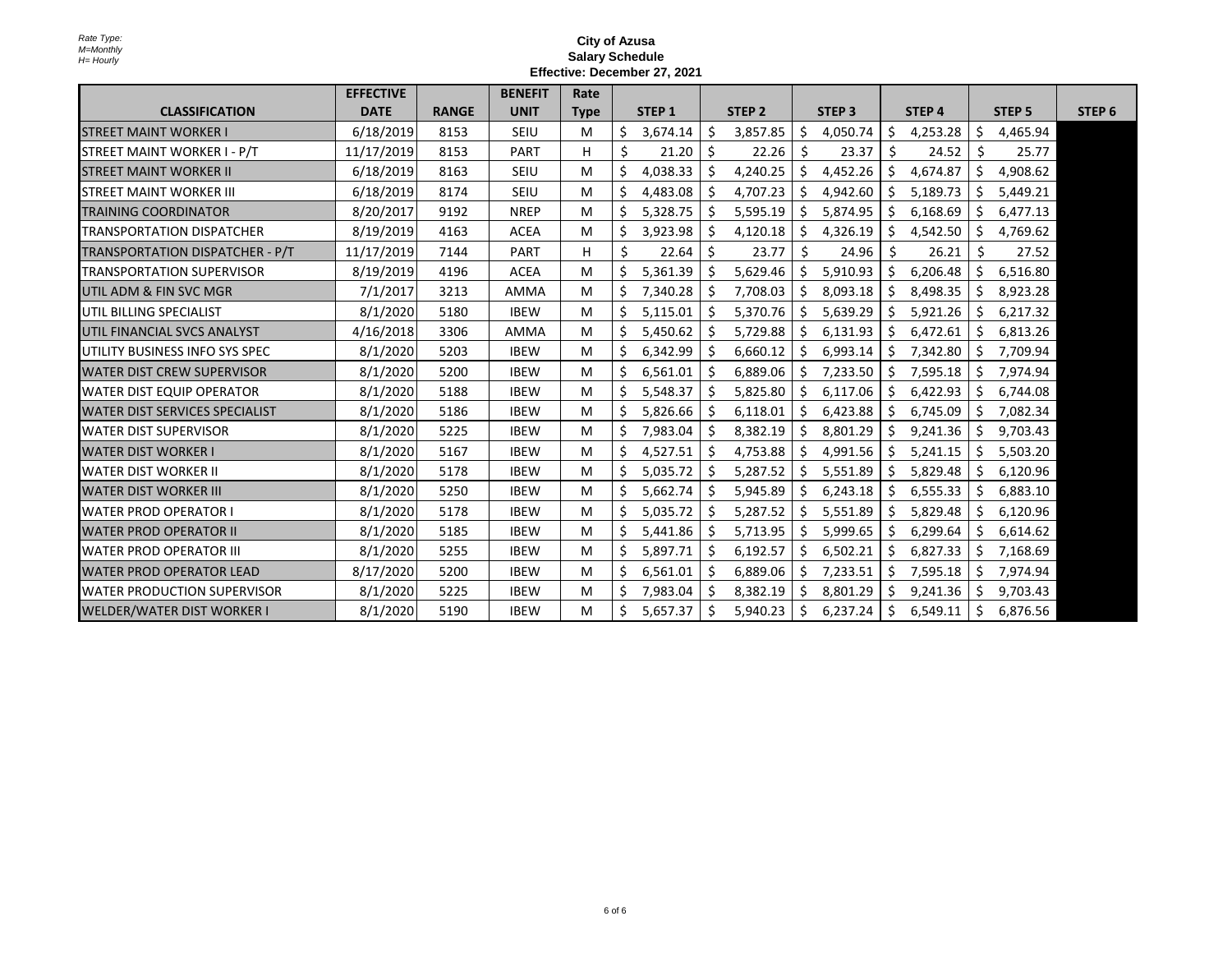Rate Type:
M=Monthly
H= Hourly

**City of Azusa**
**Salary Schedule**
**Effective: December 27, 2021**

| CLASSIFICATION | EFFECTIVE DATE | RANGE | BENEFIT UNIT | Rate Type | STEP 1 | STEP 2 | STEP 3 | STEP 4 | STEP 5 | STEP 6 |
|---|---|---|---|---|---|---|---|---|---|---|
| STREET MAINT WORKER I | 6/18/2019 | 8153 | SEIU | M | $ 3,674.14 | $ 3,857.85 | $ 4,050.74 | $ 4,253.28 | $ 4,465.94 | |
| STREET MAINT WORKER I - P/T | 11/17/2019 | 8153 | PART | H | $ 21.20 | $ 22.26 | $ 23.37 | $ 24.52 | $ 25.77 | |
| STREET MAINT WORKER II | 6/18/2019 | 8163 | SEIU | M | $ 4,038.33 | $ 4,240.25 | $ 4,452.26 | $ 4,674.87 | $ 4,908.62 | |
| STREET MAINT WORKER III | 6/18/2019 | 8174 | SEIU | M | $ 4,483.08 | $ 4,707.23 | $ 4,942.60 | $ 5,189.73 | $ 5,449.21 | |
| TRAINING COORDINATOR | 8/20/2017 | 9192 | NREP | M | $ 5,328.75 | $ 5,595.19 | $ 5,874.95 | $ 6,168.69 | $ 6,477.13 | |
| TRANSPORTATION DISPATCHER | 8/19/2019 | 4163 | ACEA | M | $ 3,923.98 | $ 4,120.18 | $ 4,326.19 | $ 4,542.50 | $ 4,769.62 | |
| TRANSPORTATION DISPATCHER - P/T | 11/17/2019 | 7144 | PART | H | $ 22.64 | $ 23.77 | $ 24.96 | $ 26.21 | $ 27.52 | |
| TRANSPORTATION SUPERVISOR | 8/19/2019 | 4196 | ACEA | M | $ 5,361.39 | $ 5,629.46 | $ 5,910.93 | $ 6,206.48 | $ 6,516.80 | |
| UTIL ADM & FIN SVC MGR | 7/1/2017 | 3213 | AMMA | M | $ 7,340.28 | $ 7,708.03 | $ 8,093.18 | $ 8,498.35 | $ 8,923.28 | |
| UTIL BILLING SPECIALIST | 8/1/2020 | 5180 | IBEW | M | $ 5,115.01 | $ 5,370.76 | $ 5,639.29 | $ 5,921.26 | $ 6,217.32 | |
| UTIL FINANCIAL SVCS ANALYST | 4/16/2018 | 3306 | AMMA | M | $ 5,450.62 | $ 5,729.88 | $ 6,131.93 | $ 6,472.61 | $ 6,813.26 | |
| UTILITY BUSINESS INFO SYS SPEC | 8/1/2020 | 5203 | IBEW | M | $ 6,342.99 | $ 6,660.12 | $ 6,993.14 | $ 7,342.80 | $ 7,709.94 | |
| WATER DIST CREW SUPERVISOR | 8/1/2020 | 5200 | IBEW | M | $ 6,561.01 | $ 6,889.06 | $ 7,233.50 | $ 7,595.18 | $ 7,974.94 | |
| WATER DIST EQUIP OPERATOR | 8/1/2020 | 5188 | IBEW | M | $ 5,548.37 | $ 5,825.80 | $ 6,117.06 | $ 6,422.93 | $ 6,744.08 | |
| WATER DIST SERVICES SPECIALIST | 8/1/2020 | 5186 | IBEW | M | $ 5,826.66 | $ 6,118.01 | $ 6,423.88 | $ 6,745.09 | $ 7,082.34 | |
| WATER DIST SUPERVISOR | 8/1/2020 | 5225 | IBEW | M | $ 7,983.04 | $ 8,382.19 | $ 8,801.29 | $ 9,241.36 | $ 9,703.43 | |
| WATER DIST WORKER I | 8/1/2020 | 5167 | IBEW | M | $ 4,527.51 | $ 4,753.88 | $ 4,991.56 | $ 5,241.15 | $ 5,503.20 | |
| WATER DIST WORKER II | 8/1/2020 | 5178 | IBEW | M | $ 5,035.72 | $ 5,287.52 | $ 5,551.89 | $ 5,829.48 | $ 6,120.96 | |
| WATER DIST WORKER III | 8/1/2020 | 5250 | IBEW | M | $ 5,662.74 | $ 5,945.89 | $ 6,243.18 | $ 6,555.33 | $ 6,883.10 | |
| WATER PROD OPERATOR I | 8/1/2020 | 5178 | IBEW | M | $ 5,035.72 | $ 5,287.52 | $ 5,551.89 | $ 5,829.48 | $ 6,120.96 | |
| WATER PROD OPERATOR II | 8/1/2020 | 5185 | IBEW | M | $ 5,441.86 | $ 5,713.95 | $ 5,999.65 | $ 6,299.64 | $ 6,614.62 | |
| WATER PROD OPERATOR III | 8/1/2020 | 5255 | IBEW | M | $ 5,897.71 | $ 6,192.57 | $ 6,502.21 | $ 6,827.33 | $ 7,168.69 | |
| WATER PROD OPERATOR LEAD | 8/17/2020 | 5200 | IBEW | M | $ 6,561.01 | $ 6,889.06 | $ 7,233.51 | $ 7,595.18 | $ 7,974.94 | |
| WATER PRODUCTION SUPERVISOR | 8/1/2020 | 5225 | IBEW | M | $ 7,983.04 | $ 8,382.19 | $ 8,801.29 | $ 9,241.36 | $ 9,703.43 | |
| WELDER/WATER DIST WORKER I | 8/1/2020 | 5190 | IBEW | M | $ 5,657.37 | $ 5,940.23 | $ 6,237.24 | $ 6,549.11 | $ 6,876.56 | |